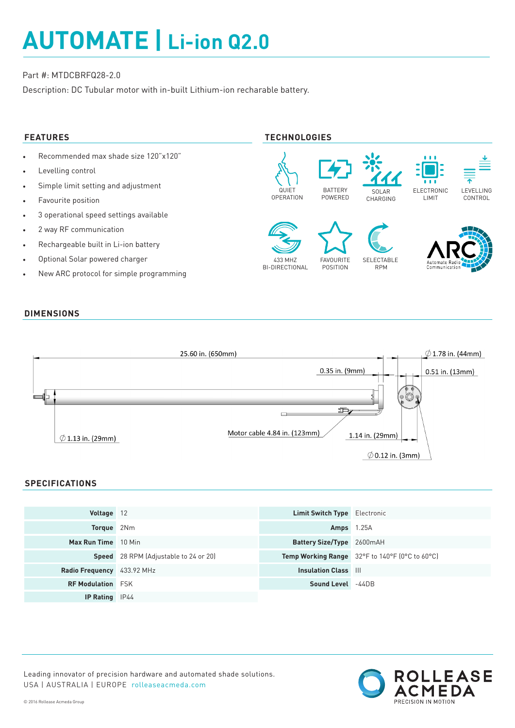# AUTOMATE | Li-ion Q2.0

Part #: MTDCBRFQ28-2.0

Description: DC Tubular motor with in-built Lithium-ion recharable battery.

## FEATURES

- Recommended max shade size 120"x120"
- Levelling control
- Simple limit setting and adjustment
- Favourite position
- 3 operational speed settings available
- 2 way RF communication
- Rechargeable built in Li-ion battery
- Optional Solar powered charger
- New ARC protocol for simple programming

## TECHNOLOGIES

QUIET OPERATION

BATTERY POWERED

SOLAR CHARGING

ELECTRONIC LIMIT

LEVELLING CONTROL

433 MHZ BI-DIRECTIONAL

FAVOURITE POSITION

SELECTABLE RPM

ARC Automate Radio Communication

## DIMENSIONS

25.60 in. (650mm)

0.35 in. (9mm)

∅ 1.78 in. (44mm)

0.51 in. (13mm)

∅ 1.13 in. (29mm)

Motor cable 4.84 in. (123mm)

1.14 in. (29mm)

∅ 0.12 in. (3mm)

## SPECIFICATIONS

| | | | |
|---|---|---|---|
| **Voltage** | 12 | **Limit Switch Type** | Electronic |
| **Torque** | 2Nm | **Amps** | 1.25A |
| **Max Run Time** | 10 Min | **Battery Size/Type** | 2600mAH |
| **Speed** | 28 RPM (Adjustable to 24 or 20) | **Temp Working Range** | 32°F to 140°F (0°C to 60°C) |
| **Radio Frequency** | 433.92 MHz | **Insulation Class** | III |
| **RF Modulation** | FSK | **Sound Level** | -44DB |
| **IP Rating** | IP44 | | |

Leading innovator of precision hardware and automated shade solutions.
USA | AUSTRALIA | EUROPE rolleaseacmeda.com

ROLLEASE ACMEDA
PRECISION IN MOTION

© 2016 Rollease Acmeda Group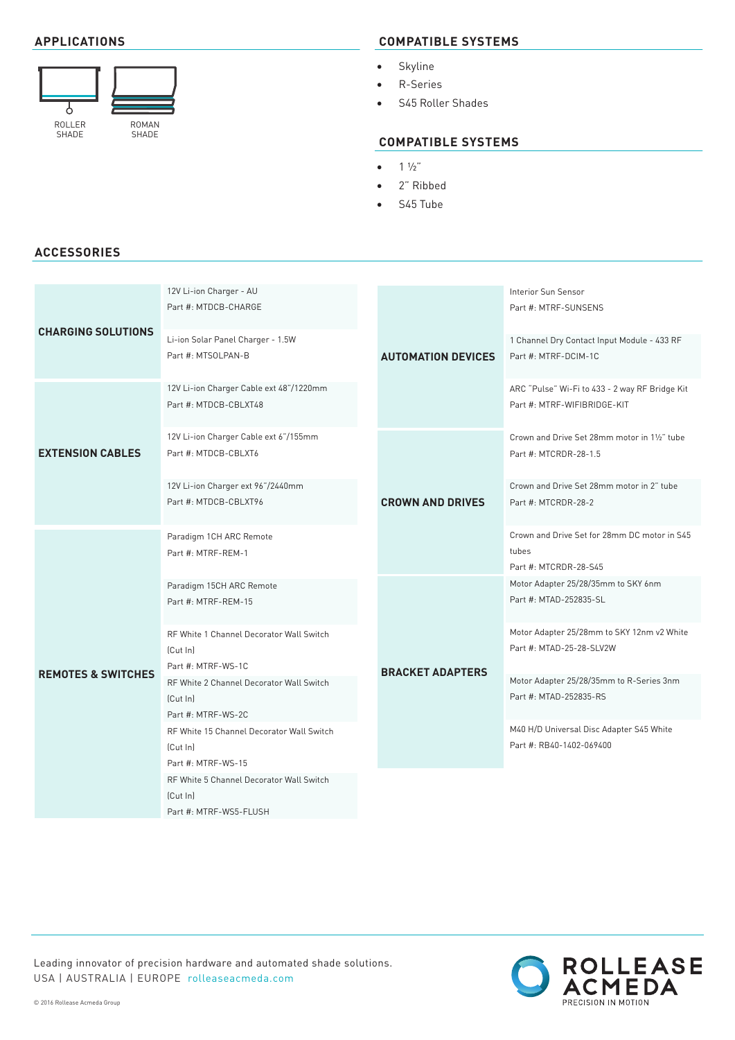## APPLICATIONS

ROLLER SHADE

ROMAN SHADE

## COMPATIBLE SYSTEMS

- Skyline
- R-Series
- S45 Roller Shades

## COMPATIBLE SYSTEMS

- 1 ½"
- 2" Ribbed
- S45 Tube

## ACCESSORIES

| | |
|---|---|
| **CHARGING SOLUTIONS** | 12V Li-ion Charger - AU<br>Part #: MTDCB-CHARGE |
| | Li-ion Solar Panel Charger - 1.5W<br>Part #: MTSOLPAN-B |
| **EXTENSION CABLES** | 12V Li-ion Charger Cable ext 48"/1220mm<br>Part #: MTDCB-CBLXT48 |
| | 12V Li-ion Charger Cable ext 6"/155mm<br>Part #: MTDCB-CBLXT6 |
| | 12V Li-ion Charger ext 96"/2440mm<br>Part #: MTDCB-CBLXT96 |
| **REMOTES & SWITCHES** | Paradigm 1CH ARC Remote<br>Part #: MTRF-REM-1 |
| | Paradigm 15CH ARC Remote<br>Part #: MTRF-REM-15 |
| | RF White 1 Channel Decorator Wall Switch (Cut In)<br>Part #: MTRF-WS-1C |
| | RF White 2 Channel Decorator Wall Switch (Cut In)<br>Part #: MTRF-WS-2C |
| | RF White 15 Channel Decorator Wall Switch (Cut In)<br>Part #: MTRF-WS-15 |
| | RF White 5 Channel Decorator Wall Switch (Cut In)<br>Part #: MTRF-WS5-FLUSH |

| | |
|---|---|
| **AUTOMATION DEVICES** | Interior Sun Sensor<br>Part #: MTRF-SUNSENS |
| | 1 Channel Dry Contact Input Module - 433 RF<br>Part #: MTRF-DCIM-1C |
| | ARC "Pulse" Wi-Fi to 433 - 2 way RF Bridge Kit<br>Part #: MTRF-WIFIBRIDGE-KIT |
| **CROWN AND DRIVES** | Crown and Drive Set 28mm motor in 1½" tube<br>Part #: MTCRDR-28-1.5 |
| | Crown and Drive Set 28mm motor in 2" tube<br>Part #: MTCRDR-28-2 |
| | Crown and Drive Set for 28mm DC motor in S45 tubes<br>Part #: MTCRDR-28-S45 |
| **BRACKET ADAPTERS** | Motor Adapter 25/28/35mm to SKY 6nm<br>Part #: MTAD-252835-SL |
| | Motor Adapter 25/28mm to SKY 12nm v2 White<br>Part #: MTAD-25-28-SLV2W |
| | Motor Adapter 25/28/35mm to R-Series 3nm<br>Part #: MTAD-252835-RS |
| | M40 H/D Universal Disc Adapter S45 White<br>Part #: RB40-1402-069400 |

Leading innovator of precision hardware and automated shade solutions.
USA | AUSTRALIA | EUROPE rolleaseacmeda.com

ROLLEASE ACMEDA
PRECISION IN MOTION

© 2016 Rollease Acmeda Group